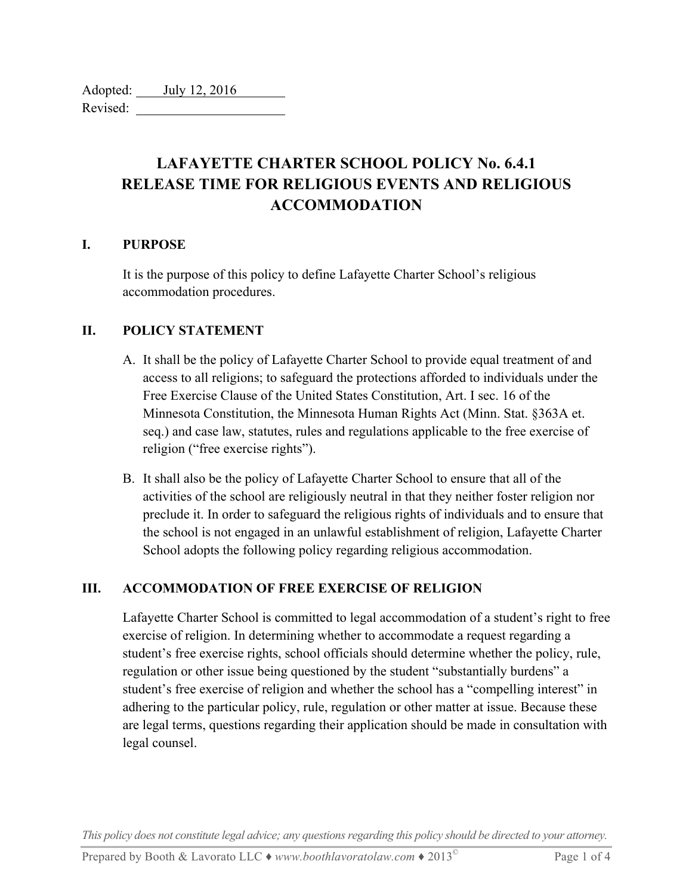Adopted: July 12, 2016
Revised: 

# LAFAYETTE CHARTER SCHOOL POLICY No. 6.4.1
# RELEASE TIME FOR RELIGIOUS EVENTS AND RELIGIOUS ACCOMMODATION

## I. PURPOSE

It is the purpose of this policy to define Lafayette Charter School's religious accommodation procedures.

## II. POLICY STATEMENT

A. It shall be the policy of Lafayette Charter School to provide equal treatment of and access to all religions; to safeguard the protections afforded to individuals under the Free Exercise Clause of the United States Constitution, Art. I sec. 16 of the Minnesota Constitution, the Minnesota Human Rights Act (Minn. Stat. §363A et. seq.) and case law, statutes, rules and regulations applicable to the free exercise of religion ("free exercise rights").

B. It shall also be the policy of Lafayette Charter School to ensure that all of the activities of the school are religiously neutral in that they neither foster religion nor preclude it. In order to safeguard the religious rights of individuals and to ensure that the school is not engaged in an unlawful establishment of religion, Lafayette Charter School adopts the following policy regarding religious accommodation.

## III. ACCOMMODATION OF FREE EXERCISE OF RELIGION

Lafayette Charter School is committed to legal accommodation of a student's right to free exercise of religion. In determining whether to accommodate a request regarding a student's free exercise rights, school officials should determine whether the policy, rule, regulation or other issue being questioned by the student "substantially burdens" a student's free exercise of religion and whether the school has a "compelling interest" in adhering to the particular policy, rule, regulation or other matter at issue. Because these are legal terms, questions regarding their application should be made in consultation with legal counsel.

*This policy does not constitute legal advice; any questions regarding this policy should be directed to your attorney.*

Prepared by Booth & Lavorato LLC ♦ *www.boothlavoratolaw.com* ♦ 2013©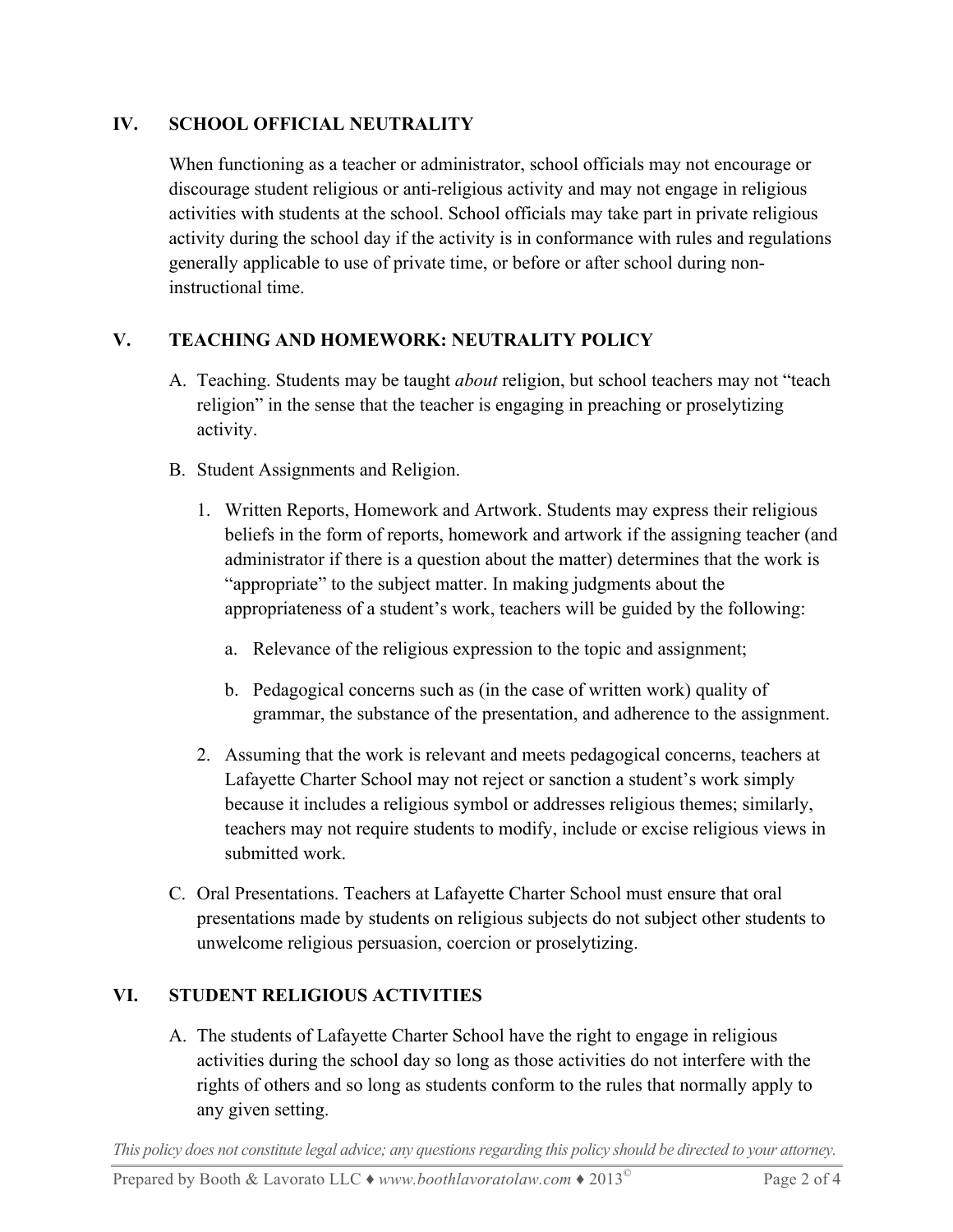## IV. SCHOOL OFFICIAL NEUTRALITY

When functioning as a teacher or administrator, school officials may not encourage or discourage student religious or anti-religious activity and may not engage in religious activities with students at the school. School officials may take part in private religious activity during the school day if the activity is in conformance with rules and regulations generally applicable to use of private time, or before or after school during non-instructional time.

## V. TEACHING AND HOMEWORK: NEUTRALITY POLICY

A. Teaching. Students may be taught *about* religion, but school teachers may not "teach religion" in the sense that the teacher is engaging in preaching or proselytizing activity.

B. Student Assignments and Religion.

   1. Written Reports, Homework and Artwork. Students may express their religious beliefs in the form of reports, homework and artwork if the assigning teacher (and administrator if there is a question about the matter) determines that the work is "appropriate" to the subject matter. In making judgments about the appropriateness of a student's work, teachers will be guided by the following:

      a. Relevance of the religious expression to the topic and assignment;

      b. Pedagogical concerns such as (in the case of written work) quality of grammar, the substance of the presentation, and adherence to the assignment.

   2. Assuming that the work is relevant and meets pedagogical concerns, teachers at Lafayette Charter School may not reject or sanction a student's work simply because it includes a religious symbol or addresses religious themes; similarly, teachers may not require students to modify, include or excise religious views in submitted work.

C. Oral Presentations. Teachers at Lafayette Charter School must ensure that oral presentations made by students on religious subjects do not subject other students to unwelcome religious persuasion, coercion or proselytizing.

## VI. STUDENT RELIGIOUS ACTIVITIES

A. The students of Lafayette Charter School have the right to engage in religious activities during the school day so long as those activities do not interfere with the rights of others and so long as students conform to the rules that normally apply to any given setting.

*This policy does not constitute legal advice; any questions regarding this policy should be directed to your attorney.*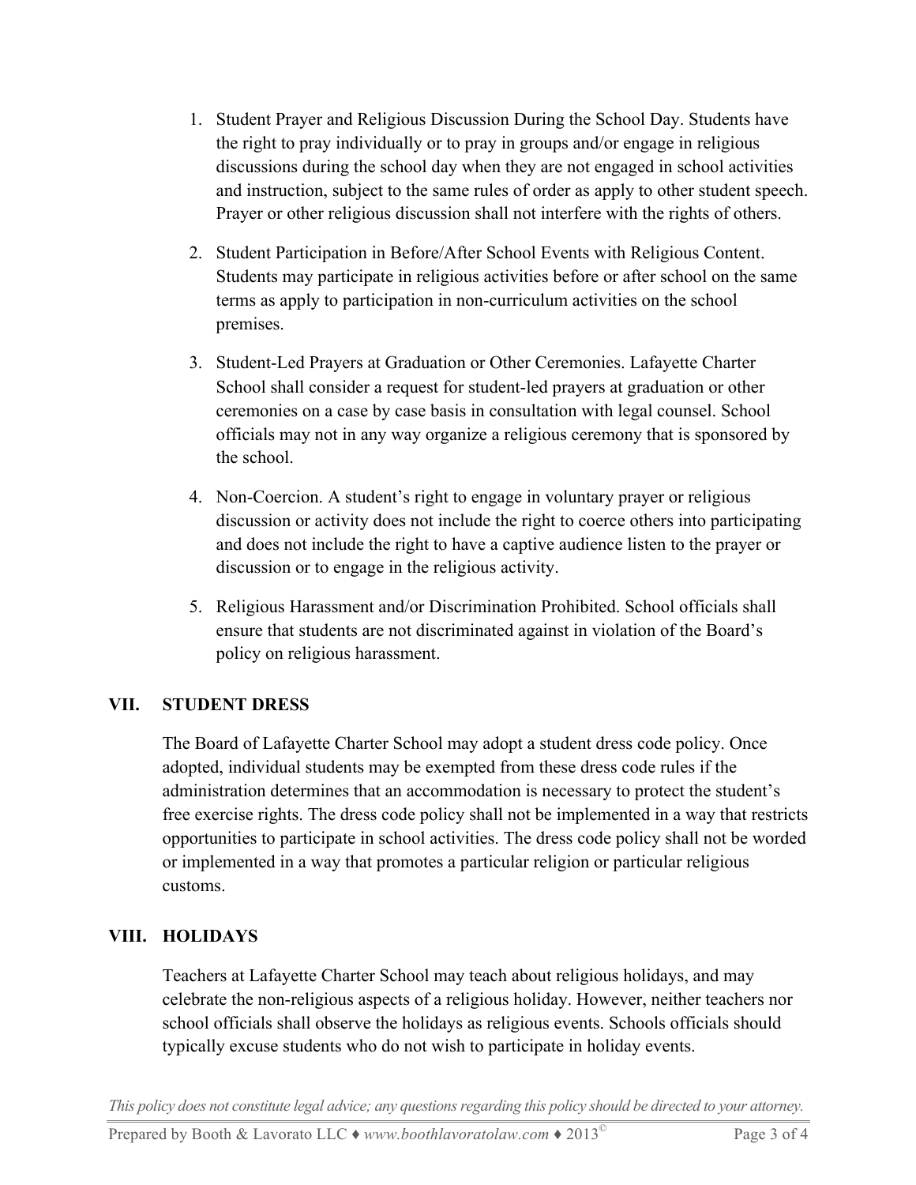1. Student Prayer and Religious Discussion During the School Day. Students have the right to pray individually or to pray in groups and/or engage in religious discussions during the school day when they are not engaged in school activities and instruction, subject to the same rules of order as apply to other student speech. Prayer or other religious discussion shall not interfere with the rights of others.

2. Student Participation in Before/After School Events with Religious Content. Students may participate in religious activities before or after school on the same terms as apply to participation in non-curriculum activities on the school premises.

3. Student-Led Prayers at Graduation or Other Ceremonies. Lafayette Charter School shall consider a request for student-led prayers at graduation or other ceremonies on a case by case basis in consultation with legal counsel. School officials may not in any way organize a religious ceremony that is sponsored by the school.

4. Non-Coercion. A student's right to engage in voluntary prayer or religious discussion or activity does not include the right to coerce others into participating and does not include the right to have a captive audience listen to the prayer or discussion or to engage in the religious activity.

5. Religious Harassment and/or Discrimination Prohibited. School officials shall ensure that students are not discriminated against in violation of the Board's policy on religious harassment.

## VII. STUDENT DRESS

The Board of Lafayette Charter School may adopt a student dress code policy. Once adopted, individual students may be exempted from these dress code rules if the administration determines that an accommodation is necessary to protect the student's free exercise rights. The dress code policy shall not be implemented in a way that restricts opportunities to participate in school activities. The dress code policy shall not be worded or implemented in a way that promotes a particular religion or particular religious customs.

## VIII. HOLIDAYS

Teachers at Lafayette Charter School may teach about religious holidays, and may celebrate the non-religious aspects of a religious holiday. However, neither teachers nor school officials shall observe the holidays as religious events. Schools officials should typically excuse students who do not wish to participate in holiday events.

*This policy does not constitute legal advice; any questions regarding this policy should be directed to your attorney.*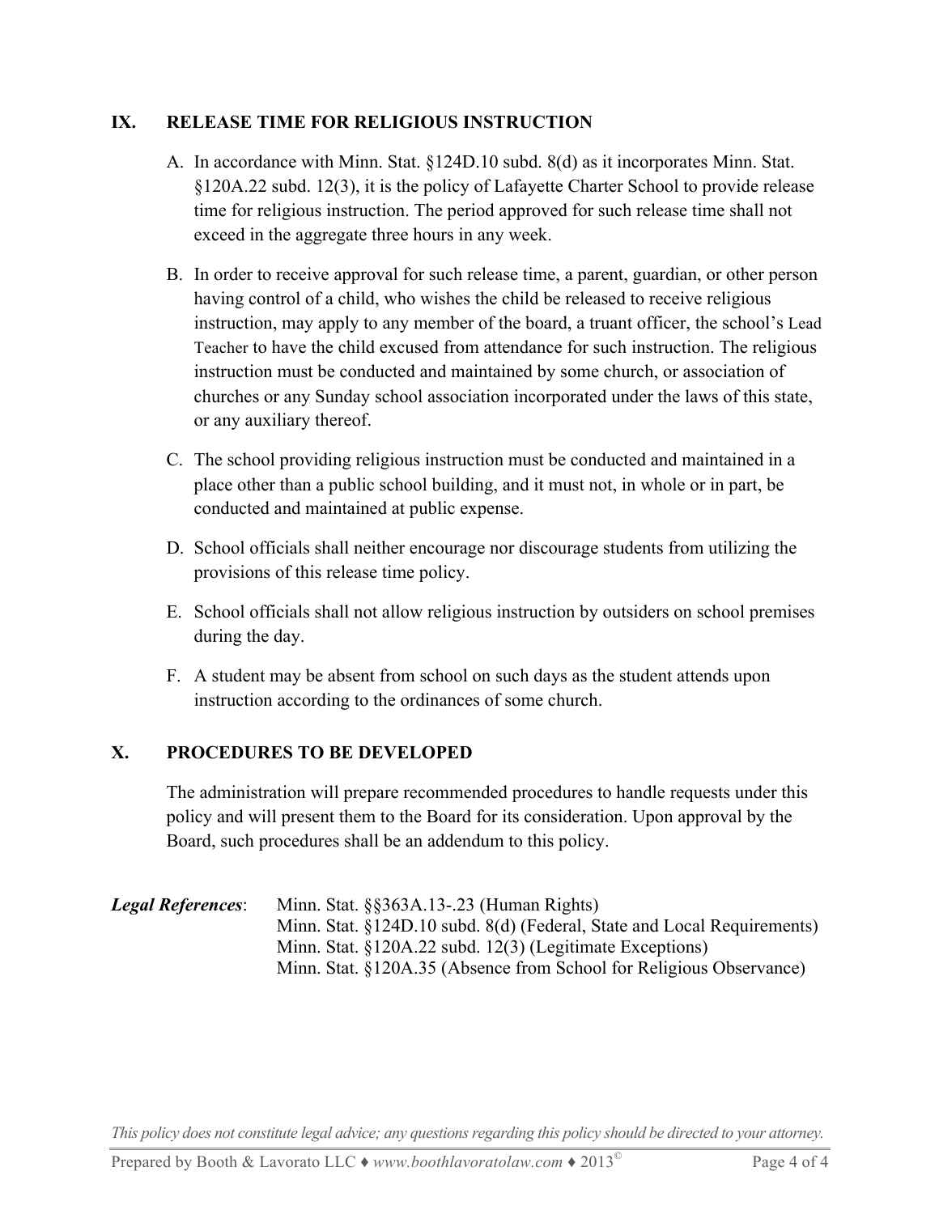## IX. RELEASE TIME FOR RELIGIOUS INSTRUCTION

A. In accordance with Minn. Stat. §124D.10 subd. 8(d) as it incorporates Minn. Stat. §120A.22 subd. 12(3), it is the policy of Lafayette Charter School to provide release time for religious instruction. The period approved for such release time shall not exceed in the aggregate three hours in any week.

B. In order to receive approval for such release time, a parent, guardian, or other person having control of a child, who wishes the child be released to receive religious instruction, may apply to any member of the board, a truant officer, the school's Lead Teacher to have the child excused from attendance for such instruction. The religious instruction must be conducted and maintained by some church, or association of churches or any Sunday school association incorporated under the laws of this state, or any auxiliary thereof.

C. The school providing religious instruction must be conducted and maintained in a place other than a public school building, and it must not, in whole or in part, be conducted and maintained at public expense.

D. School officials shall neither encourage nor discourage students from utilizing the provisions of this release time policy.

E. School officials shall not allow religious instruction by outsiders on school premises during the day.

F. A student may be absent from school on such days as the student attends upon instruction according to the ordinances of some church.

## X. PROCEDURES TO BE DEVELOPED

The administration will prepare recommended procedures to handle requests under this policy and will present them to the Board for its consideration. Upon approval by the Board, such procedures shall be an addendum to this policy.

***Legal References***: Minn. Stat. §§363A.13-.23 (Human Rights)
Minn. Stat. §124D.10 subd. 8(d) (Federal, State and Local Requirements)
Minn. Stat. §120A.22 subd. 12(3) (Legitimate Exceptions)
Minn. Stat. §120A.35 (Absence from School for Religious Observance)

*This policy does not constitute legal advice; any questions regarding this policy should be directed to your attorney.*